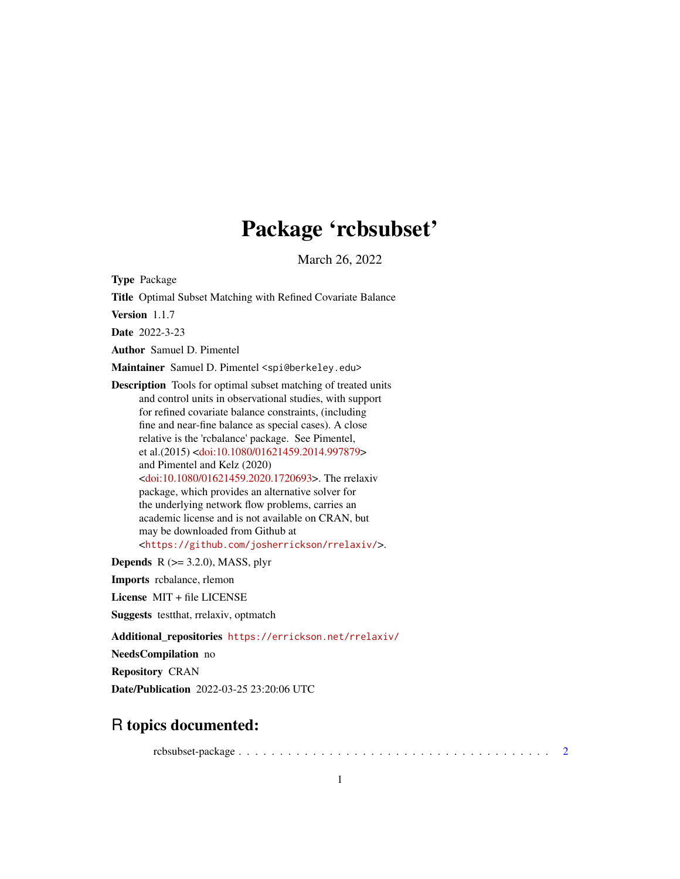# Package 'rcbsubset'

March 26, 2022

**Type** Package

**Title** Optimal Subset Matching with Refined Covariate Balance

**Version** 1.1.7

**Date** 2022-3-23

**Author** Samuel D. Pimentel

**Maintainer** Samuel D. Pimentel <spi@berkeley.edu>

**Description** Tools for optimal subset matching of treated units and control units in observational studies, with support for refined covariate balance constraints, (including fine and near-fine balance as special cases). A close relative is the 'rcbalance' package. See Pimentel, et al.(2015) <doi:10.1080/01621459.2014.997879> and Pimentel and Kelz (2020) <doi:10.1080/01621459.2020.1720693>. The rrelaxiv package, which provides an alternative solver for the underlying network flow problems, carries an academic license and is not available on CRAN, but may be downloaded from Github at <https://github.com/josherrickson/rrelaxiv/>.

**Depends** R (>= 3.2.0), MASS, plyr

**Imports** rcbalance, rlemon

**License** MIT + file LICENSE

**Suggests** testthat, rrelaxiv, optmatch

**Additional_repositories** https://errickson.net/rrelaxiv/

**NeedsCompilation** no

**Repository** CRAN

**Date/Publication** 2022-03-25 23:20:06 UTC

## R topics documented:

rcbsubset-package . . . . . . . . . . . . . . . . . . . . . . . . . . . . . . . . . . . . . . . 2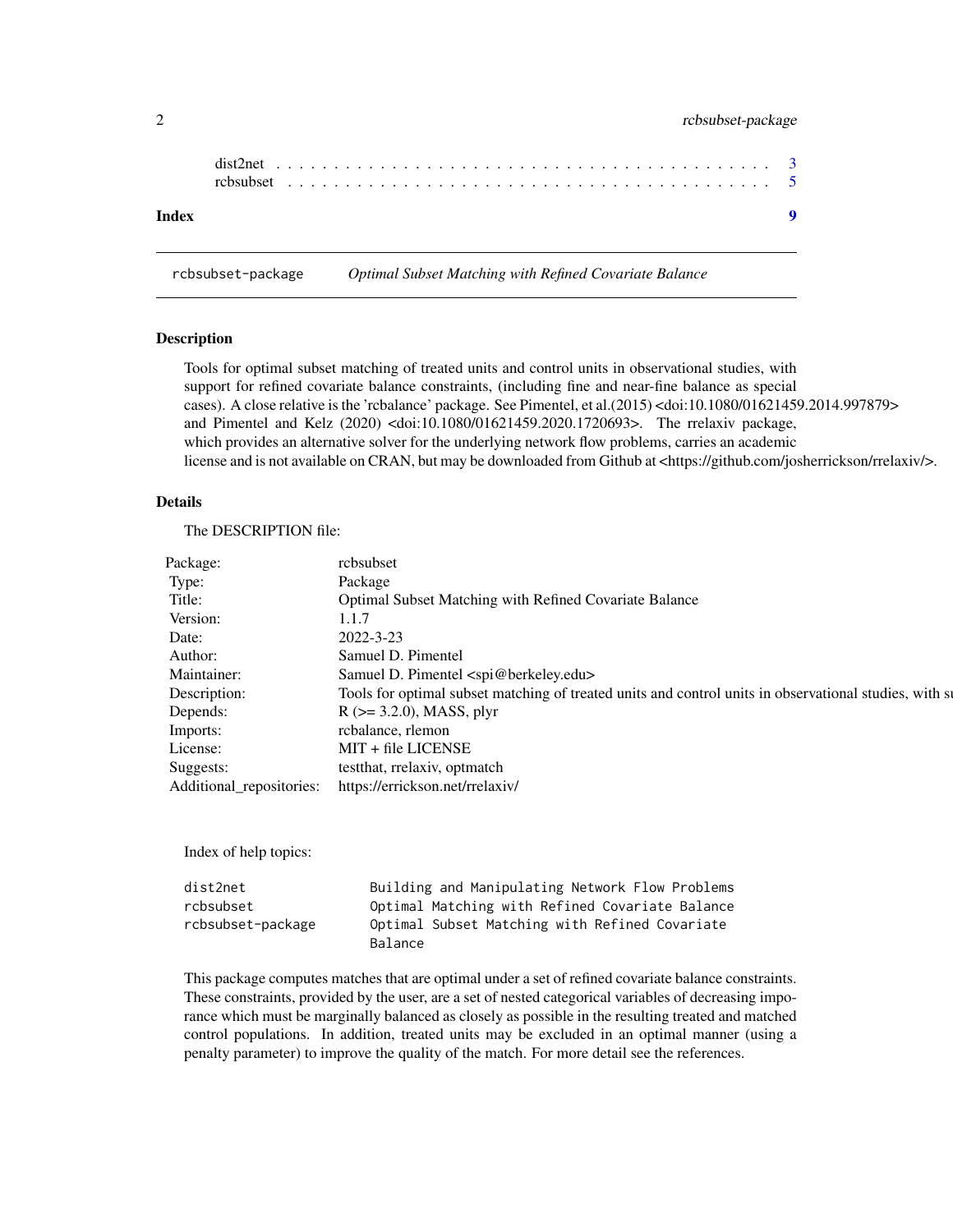| | |
|---|---|
| dist2net | 3 |
| rcbsubset | 5 |
| **Index** | **9** |

## rcbsubset-package *Optimal Subset Matching with Refined Covariate Balance*

### Description

Tools for optimal subset matching of treated units and control units in observational studies, with support for refined covariate balance constraints, (including fine and near-fine balance as special cases). A close relative is the 'rcbalance' package. See Pimentel, et al.(2015) <doi:10.1080/01621459.2014.997879> and Pimentel and Kelz (2020) <doi:10.1080/01621459.2020.1720693>. The rrelaxiv package, which provides an alternative solver for the underlying network flow problems, carries an academic license and is not available on CRAN, but may be downloaded from Github at <https://github.com/josherrickson/rrelaxiv/>.

### Details

The DESCRIPTION file:

| | |
|---|---|
| Package: | rcbsubset |
| Type: | Package |
| Title: | Optimal Subset Matching with Refined Covariate Balance |
| Version: | 1.1.7 |
| Date: | 2022-3-23 |
| Author: | Samuel D. Pimentel |
| Maintainer: | Samuel D. Pimentel <spi@berkeley.edu> |
| Description: | Tools for optimal subset matching of treated units and control units in observational studies, with su |
| Depends: | R (>= 3.2.0), MASS, plyr |
| Imports: | rcbalance, rlemon |
| License: | MIT + file LICENSE |
| Suggests: | testthat, rrelaxiv, optmatch |
| Additional_repositories: | https://errickson.net/rrelaxiv/ |

Index of help topics:

```
dist2net                Building and Manipulating Network Flow Problems
rcbsubset               Optimal Matching with Refined Covariate Balance
rcbsubset-package       Optimal Subset Matching with Refined Covariate
                        Balance
```

This package computes matches that are optimal under a set of refined covariate balance constraints. These constraints, provided by the user, are a set of nested categorical variables of decreasing imporance which must be marginally balanced as closely as possible in the resulting treated and matched control populations. In addition, treated units may be excluded in an optimal manner (using a penalty parameter) to improve the quality of the match. For more detail see the references.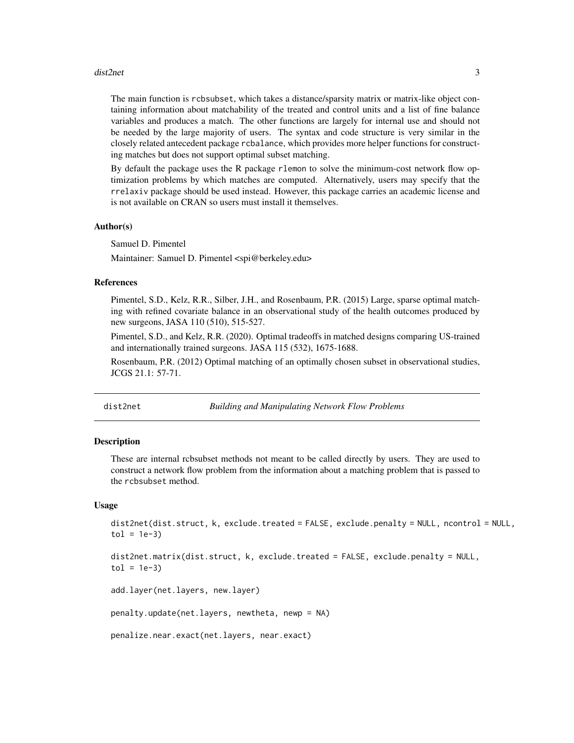The main function is rcbsubset, which takes a distance/sparsity matrix or matrix-like object containing information about matchability of the treated and control units and a list of fine balance variables and produces a match. The other functions are largely for internal use and should not be needed by the large majority of users. The syntax and code structure is very similar in the closely related antecedent package rcbalance, which provides more helper functions for constructing matches but does not support optimal subset matching.

By default the package uses the R package rlemon to solve the minimum-cost network flow optimization problems by which matches are computed. Alternatively, users may specify that the rrelaxiv package should be used instead. However, this package carries an academic license and is not available on CRAN so users must install it themselves.

### Author(s)

Samuel D. Pimentel

Maintainer: Samuel D. Pimentel <spi@berkeley.edu>

### References

Pimentel, S.D., Kelz, R.R., Silber, J.H., and Rosenbaum, P.R. (2015) Large, sparse optimal matching with refined covariate balance in an observational study of the health outcomes produced by new surgeons, JASA 110 (510), 515-527.

Pimentel, S.D., and Kelz, R.R. (2020). Optimal tradeoffs in matched designs comparing US-trained and internationally trained surgeons. JASA 115 (532), 1675-1688.

Rosenbaum, P.R. (2012) Optimal matching of an optimally chosen subset in observational studies, JCGS 21.1: 57-71.

## dist2net — *Building and Manipulating Network Flow Problems*

### Description

These are internal rcbsubset methods not meant to be called directly by users. They are used to construct a network flow problem from the information about a matching problem that is passed to the rcbsubset method.

### Usage

```
dist2net(dist.struct, k, exclude.treated = FALSE, exclude.penalty = NULL, ncontrol = NULL,
tol = 1e-3)

dist2net.matrix(dist.struct, k, exclude.treated = FALSE, exclude.penalty = NULL,
tol = 1e-3)

add.layer(net.layers, new.layer)

penalty.update(net.layers, newtheta, newp = NA)

penalize.near.exact(net.layers, near.exact)
```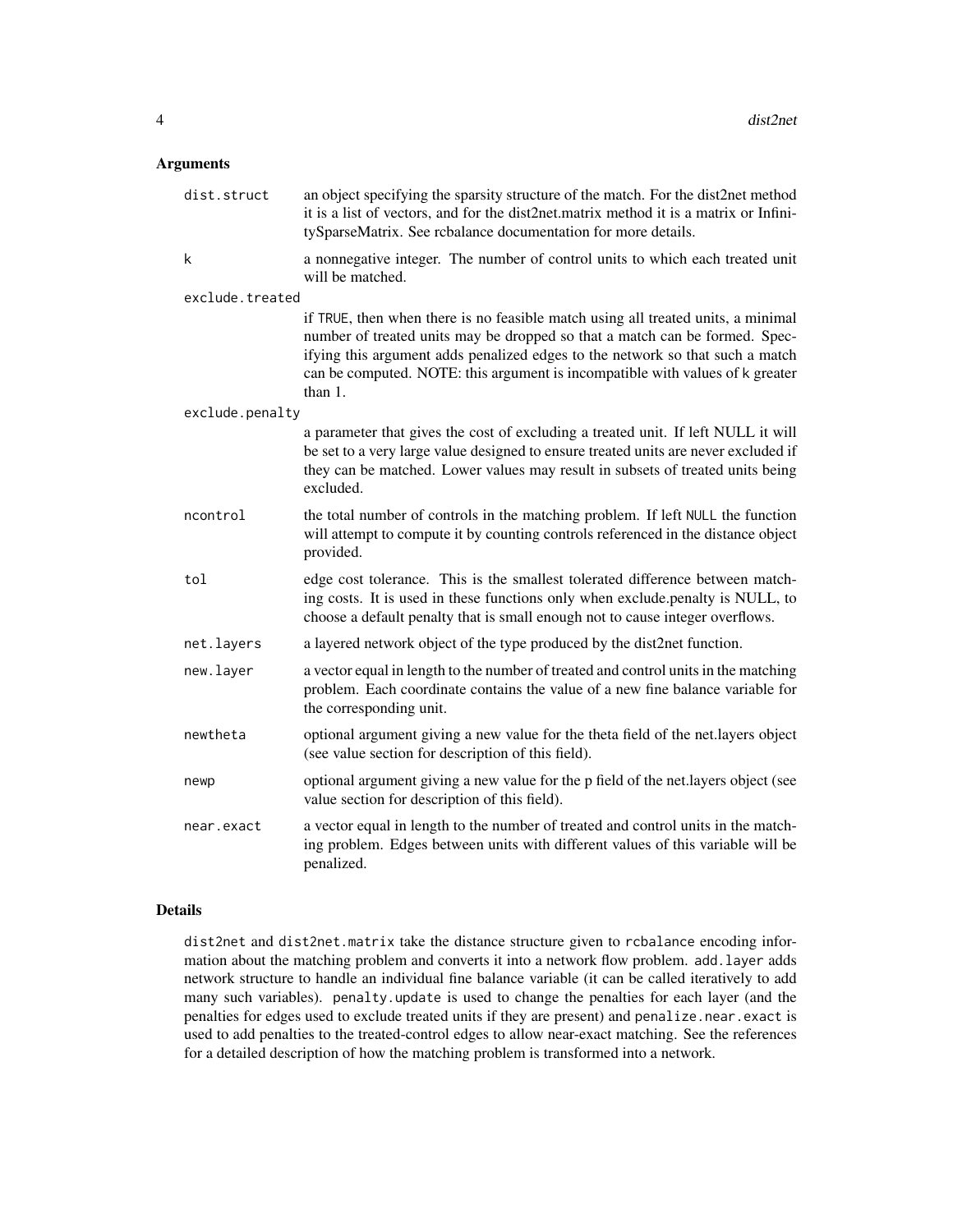## Arguments

- **dist.struct**: an object specifying the sparsity structure of the match. For the dist2net method it is a list of vectors, and for the dist2net.matrix method it is a matrix or InfinitySparseMatrix. See rcbalance documentation for more details.
- **k**: a nonnegative integer. The number of control units to which each treated unit will be matched.
- **exclude.treated**: if `TRUE`, then when there is no feasible match using all treated units, a minimal number of treated units may be dropped so that a match can be formed. Specifying this argument adds penalized edges to the network so that such a match can be computed. NOTE: this argument is incompatible with values of k greater than 1.
- **exclude.penalty**: a parameter that gives the cost of excluding a treated unit. If left NULL it will be set to a very large value designed to ensure treated units are never excluded if they can be matched. Lower values may result in subsets of treated units being excluded.
- **ncontrol**: the total number of controls in the matching problem. If left `NULL` the function will attempt to compute it by counting controls referenced in the distance object provided.
- **tol**: edge cost tolerance. This is the smallest tolerated difference between matching costs. It is used in these functions only when exclude.penalty is NULL, to choose a default penalty that is small enough not to cause integer overflows.
- **net.layers**: a layered network object of the type produced by the dist2net function.
- **new.layer**: a vector equal in length to the number of treated and control units in the matching problem. Each coordinate contains the value of a new fine balance variable for the corresponding unit.
- **newtheta**: optional argument giving a new value for the theta field of the net.layers object (see value section for description of this field).
- **newp**: optional argument giving a new value for the p field of the net.layers object (see value section for description of this field).
- **near.exact**: a vector equal in length to the number of treated and control units in the matching problem. Edges between units with different values of this variable will be penalized.

## Details

`dist2net` and `dist2net.matrix` take the distance structure given to `rcbalance` encoding information about the matching problem and converts it into a network flow problem. `add.layer` adds network structure to handle an individual fine balance variable (it can be called iteratively to add many such variables). `penalty.update` is used to change the penalties for each layer (and the penalties for edges used to exclude treated units if they are present) and `penalize.near.exact` is used to add penalties to the treated-control edges to allow near-exact matching. See the references for a detailed description of how the matching problem is transformed into a network.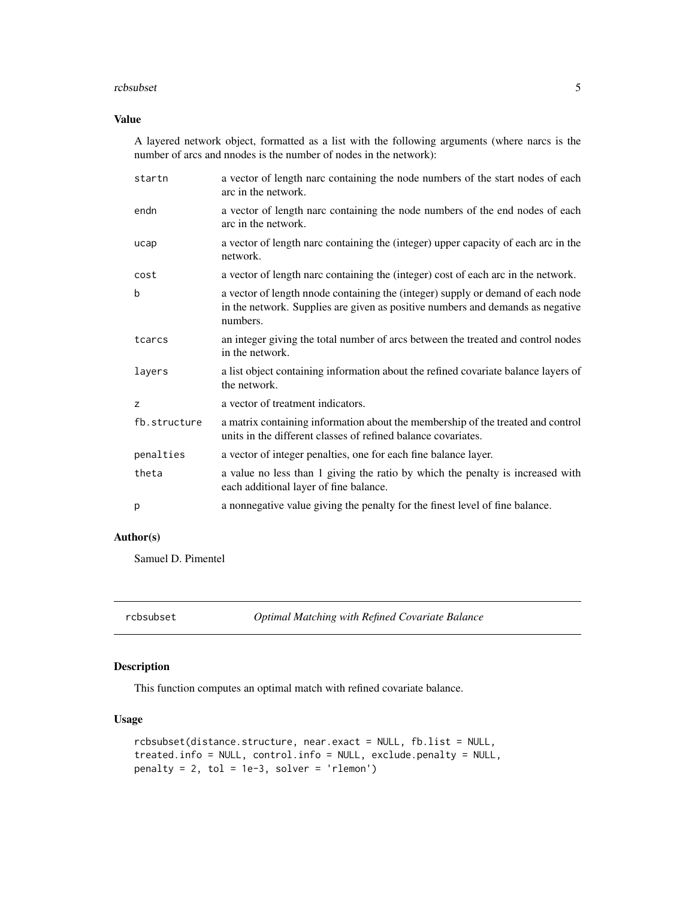### Value

A layered network object, formatted as a list with the following arguments (where narcs is the number of arcs and nnodes is the number of nodes in the network):

| | |
|---|---|
| `startn` | a vector of length narc containing the node numbers of the start nodes of each arc in the network. |
| `endn` | a vector of length narc containing the node numbers of the end nodes of each arc in the network. |
| `ucap` | a vector of length narc containing the (integer) upper capacity of each arc in the network. |
| `cost` | a vector of length narc containing the (integer) cost of each arc in the network. |
| `b` | a vector of length nnode containing the (integer) supply or demand of each node in the network. Supplies are given as positive numbers and demands as negative numbers. |
| `tcarcs` | an integer giving the total number of arcs between the treated and control nodes in the network. |
| `layers` | a list object containing information about the refined covariate balance layers of the network. |
| `z` | a vector of treatment indicators. |
| `fb.structure` | a matrix containing information about the membership of the treated and control units in the different classes of refined balance covariates. |
| `penalties` | a vector of integer penalties, one for each fine balance layer. |
| `theta` | a value no less than 1 giving the ratio by which the penalty is increased with each additional layer of fine balance. |
| `p` | a nonnegative value giving the penalty for the finest level of fine balance. |

### Author(s)

Samuel D. Pimentel

---

## rcbsubset — *Optimal Matching with Refined Covariate Balance*

### Description

This function computes an optimal match with refined covariate balance.

### Usage

```
rcbsubset(distance.structure, near.exact = NULL, fb.list = NULL,
treated.info = NULL, control.info = NULL, exclude.penalty = NULL,
penalty = 2, tol = 1e-3, solver = 'rlemon')
```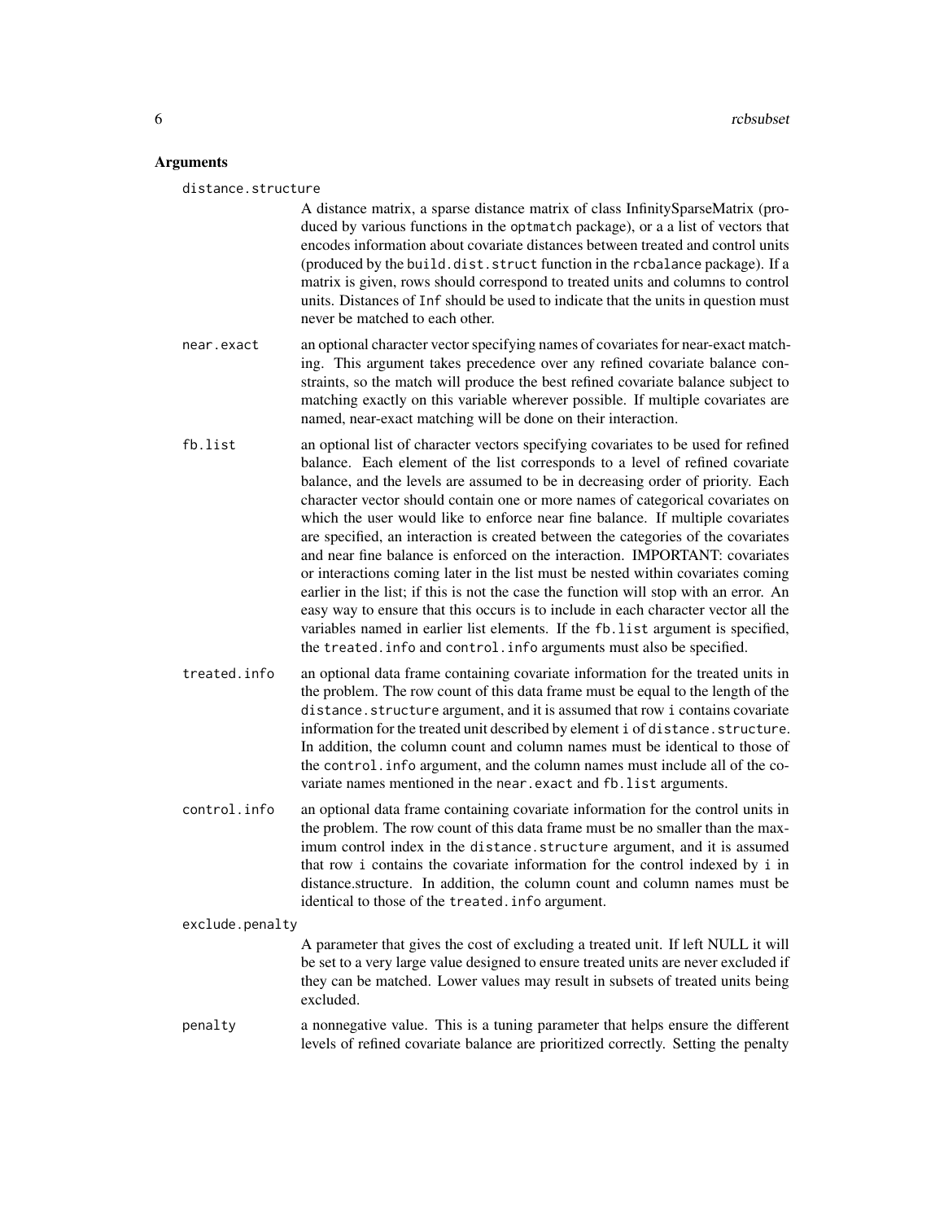## Arguments

`distance.structure`

A distance matrix, a sparse distance matrix of class InfinitySparseMatrix (produced by various functions in the `optmatch` package), or a a list of vectors that encodes information about covariate distances between treated and control units (produced by the `build.dist.struct` function in the `rcbalance` package). If a matrix is given, rows should correspond to treated units and columns to control units. Distances of `Inf` should be used to indicate that the units in question must never be matched to each other.

`near.exact`

an optional character vector specifying names of covariates for near-exact matching. This argument takes precedence over any refined covariate balance constraints, so the match will produce the best refined covariate balance subject to matching exactly on this variable wherever possible. If multiple covariates are named, near-exact matching will be done on their interaction.

`fb.list`

an optional list of character vectors specifying covariates to be used for refined balance. Each element of the list corresponds to a level of refined covariate balance, and the levels are assumed to be in decreasing order of priority. Each character vector should contain one or more names of categorical covariates on which the user would like to enforce near fine balance. If multiple covariates are specified, an interaction is created between the categories of the covariates and near fine balance is enforced on the interaction. IMPORTANT: covariates or interactions coming later in the list must be nested within covariates coming earlier in the list; if this is not the case the function will stop with an error. An easy way to ensure that this occurs is to include in each character vector all the variables named in earlier list elements. If the `fb.list` argument is specified, the `treated.info` and `control.info` arguments must also be specified.

`treated.info`

an optional data frame containing covariate information for the treated units in the problem. The row count of this data frame must be equal to the length of the `distance.structure` argument, and it is assumed that row `i` contains covariate information for the treated unit described by element `i` of `distance.structure`. In addition, the column count and column names must be identical to those of the `control.info` argument, and the column names must include all of the covariate names mentioned in the `near.exact` and `fb.list` arguments.

`control.info`

an optional data frame containing covariate information for the control units in the problem. The row count of this data frame must be no smaller than the maximum control index in the `distance.structure` argument, and it is assumed that row `i` contains the covariate information for the control indexed by `i` in distance.structure. In addition, the column count and column names must be identical to those of the `treated.info` argument.

`exclude.penalty`

A parameter that gives the cost of excluding a treated unit. If left NULL it will be set to a very large value designed to ensure treated units are never excluded if they can be matched. Lower values may result in subsets of treated units being excluded.

`penalty`

a nonnegative value. This is a tuning parameter that helps ensure the different levels of refined covariate balance are prioritized correctly. Setting the penalty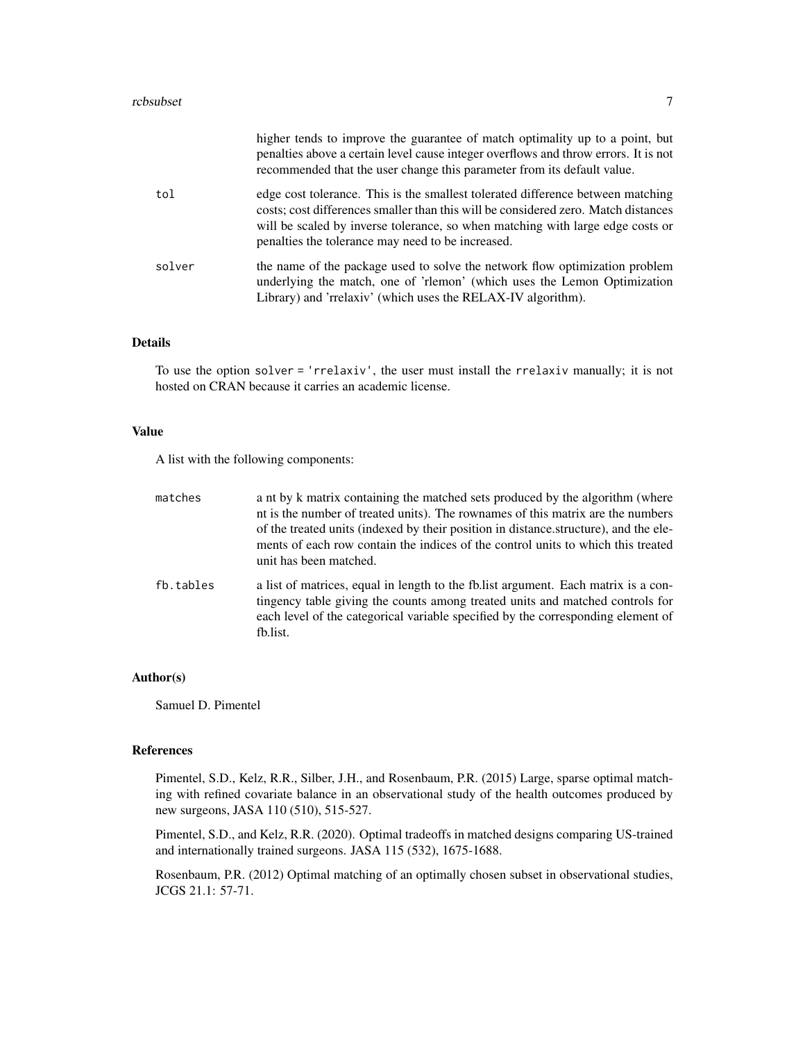higher tends to improve the guarantee of match optimality up to a point, but penalties above a certain level cause integer overflows and throw errors. It is not recommended that the user change this parameter from its default value.

- `tol` — edge cost tolerance. This is the smallest tolerated difference between matching costs; cost differences smaller than this will be considered zero. Match distances will be scaled by inverse tolerance, so when matching with large edge costs or penalties the tolerance may need to be increased.
- `solver` — the name of the package used to solve the network flow optimization problem underlying the match, one of 'rlemon' (which uses the Lemon Optimization Library) and 'rrelaxiv' (which uses the RELAX-IV algorithm).

### Details

To use the option `solver = 'rrelaxiv'`, the user must install the `rrelaxiv` manually; it is not hosted on CRAN because it carries an academic license.

### Value

A list with the following components:

- `matches` — a nt by k matrix containing the matched sets produced by the algorithm (where nt is the number of treated units). The rownames of this matrix are the numbers of the treated units (indexed by their position in distance.structure), and the elements of each row contain the indices of the control units to which this treated unit has been matched.
- `fb.tables` — a list of matrices, equal in length to the fb.list argument. Each matrix is a contingency table giving the counts among treated units and matched controls for each level of the categorical variable specified by the corresponding element of fb.list.

### Author(s)

Samuel D. Pimentel

### References

Pimentel, S.D., Kelz, R.R., Silber, J.H., and Rosenbaum, P.R. (2015) Large, sparse optimal matching with refined covariate balance in an observational study of the health outcomes produced by new surgeons, JASA 110 (510), 515-527.

Pimentel, S.D., and Kelz, R.R. (2020). Optimal tradeoffs in matched designs comparing US-trained and internationally trained surgeons. JASA 115 (532), 1675-1688.

Rosenbaum, P.R. (2012) Optimal matching of an optimally chosen subset in observational studies, JCGS 21.1: 57-71.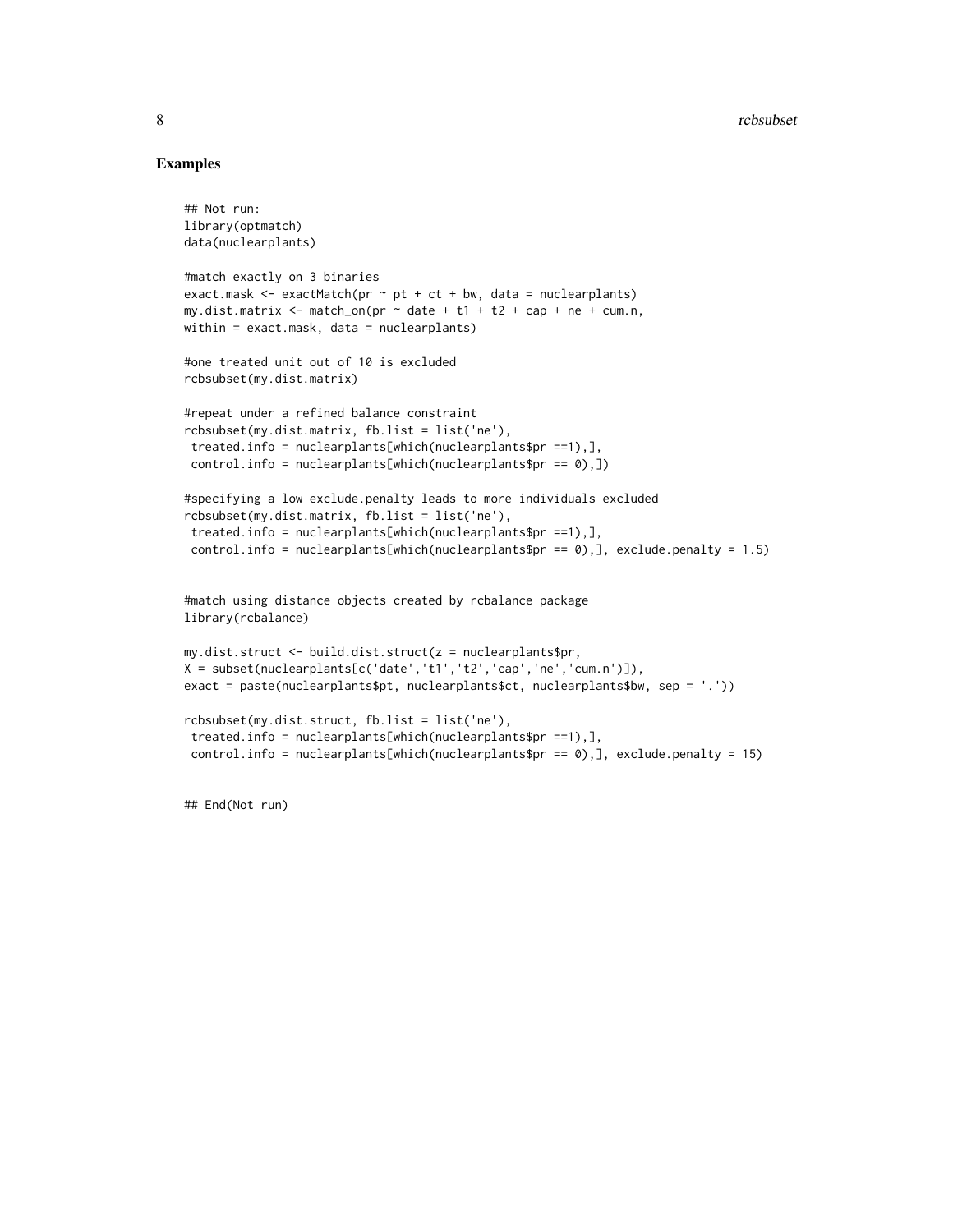## Examples

```
## Not run:
library(optmatch)
data(nuclearplants)

#match exactly on 3 binaries
exact.mask <- exactMatch(pr ~ pt + ct + bw, data = nuclearplants)
my.dist.matrix <- match_on(pr ~ date + t1 + t2 + cap + ne + cum.n,
within = exact.mask, data = nuclearplants)

#one treated unit out of 10 is excluded
rcbsubset(my.dist.matrix)

#repeat under a refined balance constraint
rcbsubset(my.dist.matrix, fb.list = list('ne'),
 treated.info = nuclearplants[which(nuclearplants$pr ==1),],
 control.info = nuclearplants[which(nuclearplants$pr == 0),])

#specifying a low exclude.penalty leads to more individuals excluded
rcbsubset(my.dist.matrix, fb.list = list('ne'),
 treated.info = nuclearplants[which(nuclearplants$pr ==1),],
 control.info = nuclearplants[which(nuclearplants$pr == 0),], exclude.penalty = 1.5)


#match using distance objects created by rcbalance package
library(rcbalance)

my.dist.struct <- build.dist.struct(z = nuclearplants$pr,
X = subset(nuclearplants[c('date','t1','t2','cap','ne','cum.n')]),
exact = paste(nuclearplants$pt, nuclearplants$ct, nuclearplants$bw, sep = '.'))

rcbsubset(my.dist.struct, fb.list = list('ne'),
 treated.info = nuclearplants[which(nuclearplants$pr ==1),],
 control.info = nuclearplants[which(nuclearplants$pr == 0),], exclude.penalty = 15)


## End(Not run)
```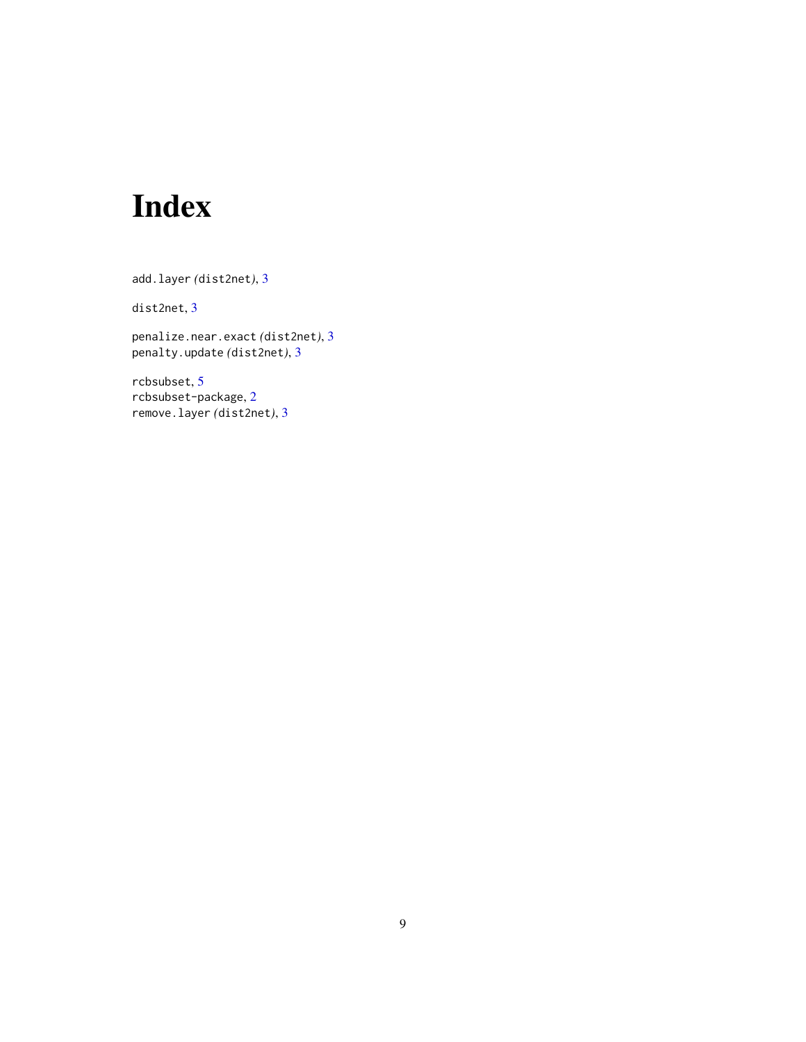# Index

add.layer *(*dist2net*)*, 3

dist2net, 3

penalize.near.exact *(*dist2net*)*, 3
penalty.update *(*dist2net*)*, 3

rcbsubset, 5
rcbsubset-package, 2
remove.layer *(*dist2net*)*, 3